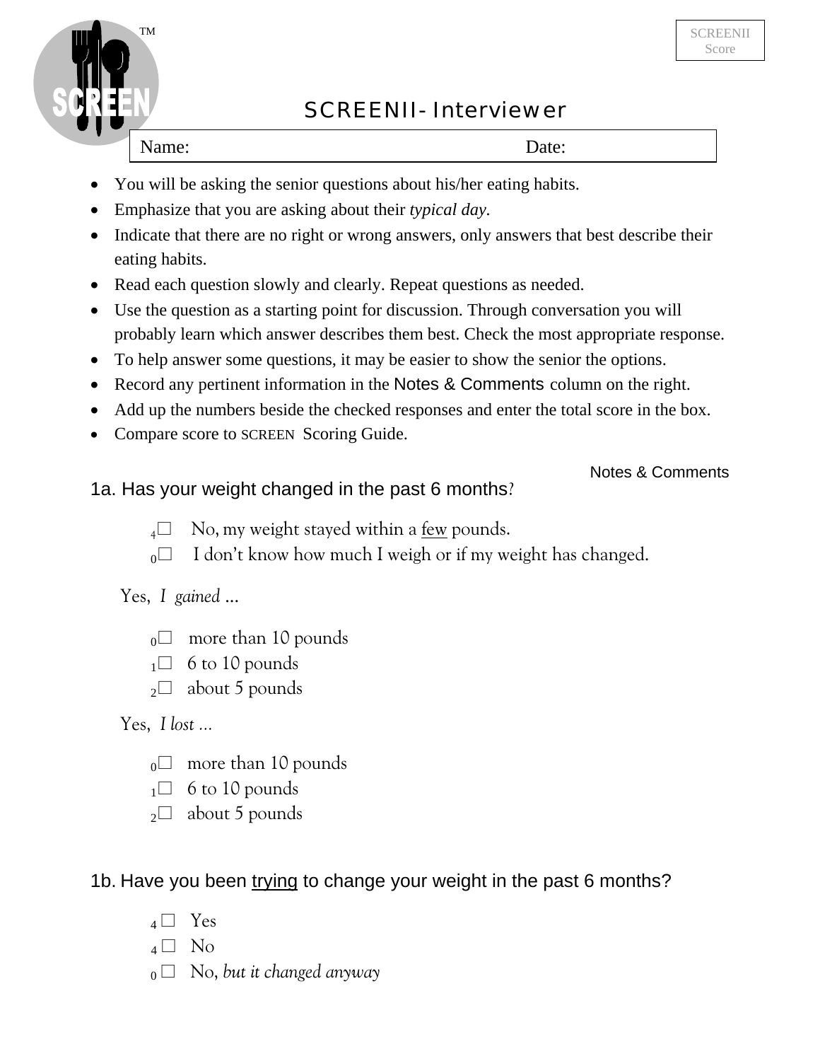SCREEN™

SCREENII Score

# SCREENII- Interviewer

Name: Date:

- You will be asking the senior questions about his/her eating habits.
- Emphasize that you are asking about their *typical day.*
- Indicate that there are no right or wrong answers, only answers that best describe their eating habits.
- Read each question slowly and clearly. Repeat questions as needed.
- Use the question as a starting point for discussion. Through conversation you will probably learn which answer describes them best. Check the most appropriate response.
- To help answer some questions, it may be easier to show the senior the options.
- Record any pertinent information in the Notes & Comments column on the right.
- Add up the numbers beside the checked responses and enter the total score in the box.
- Compare score to SCREEN Scoring Guide.

Notes & Comments

## 1a. Has your weight changed in the past 6 months?

- 4 ☐ No, my weight stayed within a few pounds.
- 0 ☐ I don't know how much I weigh or if my weight has changed.

Yes, *I gained* ...

- 0 ☐ more than 10 pounds
- 1 ☐ 6 to 10 pounds
- 2 ☐ about 5 pounds

Yes, *I lost* ...

- 0 ☐ more than 10 pounds
- 1 ☐ 6 to 10 pounds
- 2 ☐ about 5 pounds

## 1b. Have you been trying to change your weight in the past 6 months?

- 4 ☐ Yes
- 4 ☐ No
- 0 ☐ No, *but it changed anyway*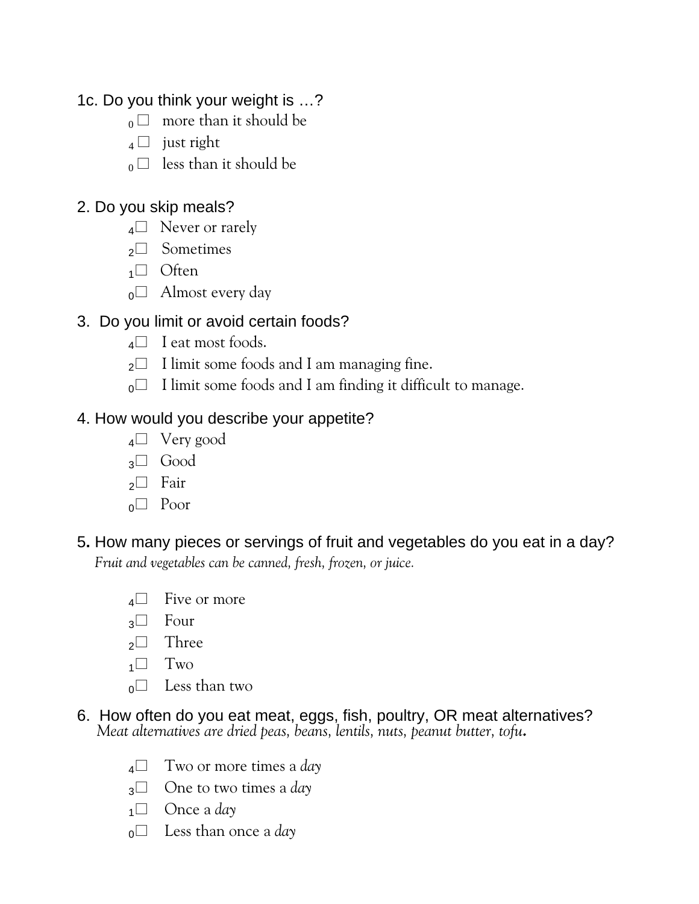1c. Do you think your weight is …?

- $_0$ ☐ more than it should be
- $_4$ ☐ just right
- $_0$ ☐ less than it should be

2. Do you skip meals?

- $_4$ ☐ Never or rarely
- $_2$ ☐ Sometimes
- $_1$ ☐ Often
- $_0$ ☐ Almost every day

3. Do you limit or avoid certain foods?

- $_4$ ☐ I eat most foods.
- $_2$ ☐ I limit some foods and I am managing fine.
- $_0$ ☐ I limit some foods and I am finding it difficult to manage.

4. How would you describe your appetite?

- $_4$ ☐ Very good
- $_3$ ☐ Good
- $_2$ ☐ Fair
- $_0$ ☐ Poor

5. How many pieces or servings of fruit and vegetables do you eat in a day?

*Fruit and vegetables can be canned, fresh, frozen, or juice.*

- $_4$ ☐ Five or more
- $_3$ ☐ Four
- $_2$ ☐ Three
- $_1$ ☐ Two
- $_0$ ☐ Less than two

6. How often do you eat meat, eggs, fish, poultry, OR meat alternatives?

*Meat alternatives are dried peas, beans, lentils, nuts, peanut butter, tofu.*

- $_4$ ☐ Two or more times a *day*
- $_3$ ☐ One to two times a *day*
- $_1$ ☐ Once a *day*
- $_0$ ☐ Less than once a *day*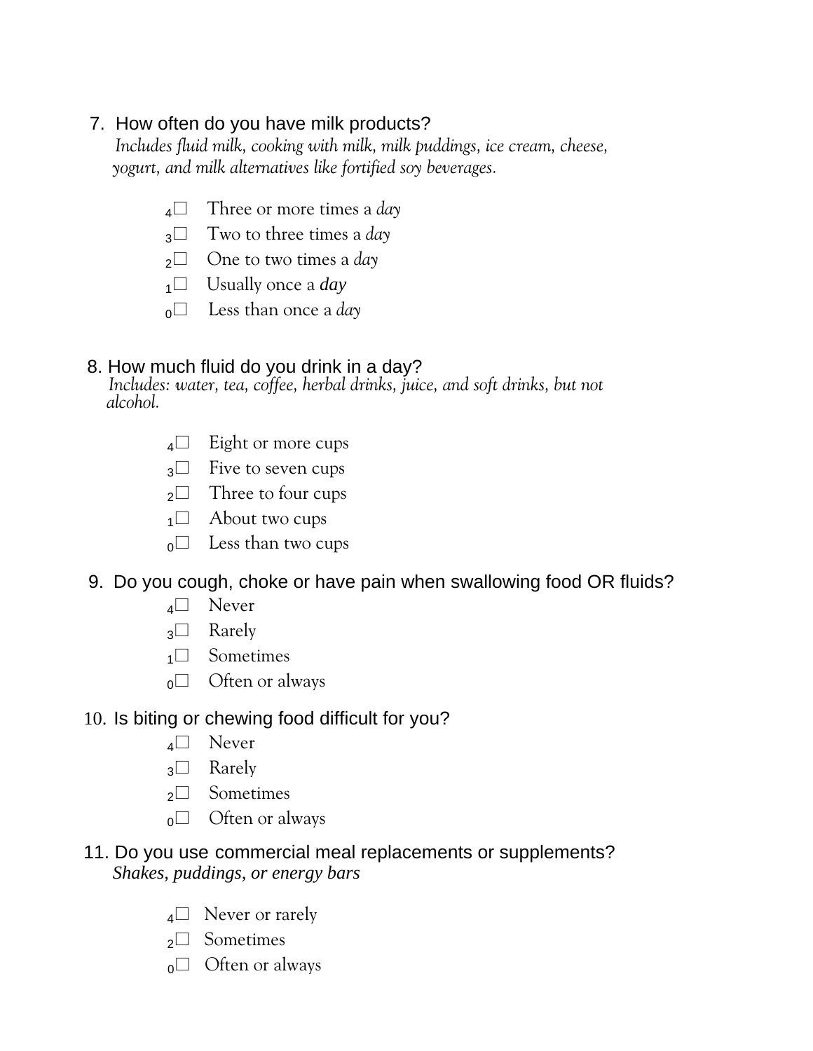7. How often do you have milk products?

*Includes fluid milk, cooking with milk, milk puddings, ice cream, cheese, yogurt, and milk alternatives like fortified soy beverages.*

- $_4$☐ Three or more times a *day*
- $_3$☐ Two to three times a *day*
- $_2$☐ One to two times a *day*
- $_1$☐ Usually once a ***day***
- $_0$☐ Less than once a *day*

8. How much fluid do you drink in a day?

*Includes: water, tea, coffee, herbal drinks, juice, and soft drinks, but not alcohol.*

- $_4$☐ Eight or more cups
- $_3$☐ Five to seven cups
- $_2$☐ Three to four cups
- $_1$☐ About two cups
- $_0$☐ Less than two cups

9. Do you cough, choke or have pain when swallowing food OR fluids?

- $_4$☐ Never
- $_3$☐ Rarely
- $_1$☐ Sometimes
- $_0$☐ Often or always

10. Is biting or chewing food difficult for you?

- $_4$☐ Never
- $_3$☐ Rarely
- $_2$☐ Sometimes
- $_0$☐ Often or always

11. Do you use commercial meal replacements or supplements?

***Shakes, puddings, or energy bars***

- $_4$☐ Never or rarely
- $_2$☐ Sometimes
- $_0$☐ Often or always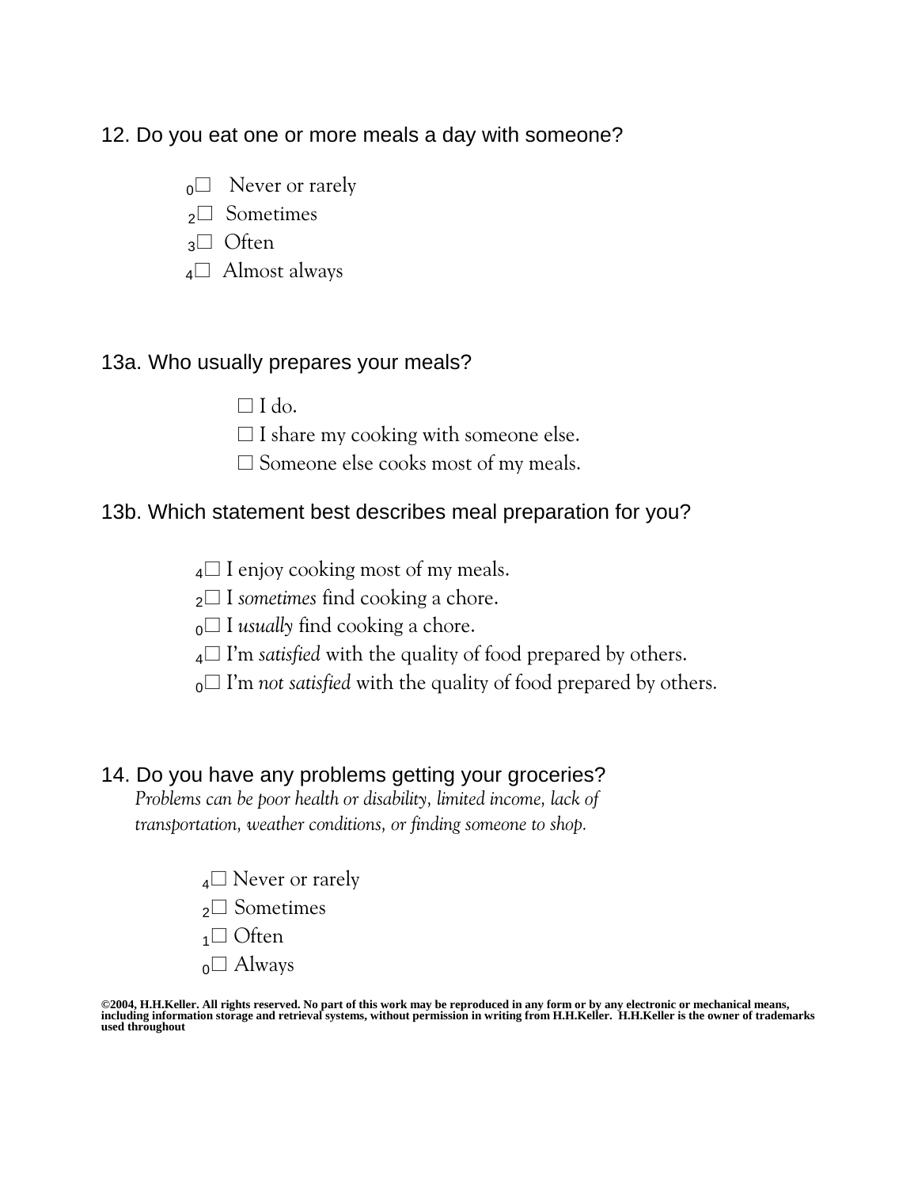12. Do you eat one or more meals a day with someone?

- $_0$☐ Never or rarely
- $_2$☐ Sometimes
- $_3$☐ Often
- $_4$☐ Almost always

13a. Who usually prepares your meals?

- ☐ I do.
- ☐ I share my cooking with someone else.
- ☐ Someone else cooks most of my meals.

13b. Which statement best describes meal preparation for you?

- $_4$☐ I enjoy cooking most of my meals.
- $_2$☐ I *sometimes* find cooking a chore.
- $_0$☐ I *usually* find cooking a chore.
- $_4$☐ I'm *satisfied* with the quality of food prepared by others.
- $_0$☐ I'm *not satisfied* with the quality of food prepared by others.

14. Do you have any problems getting your groceries?
*Problems can be poor health or disability, limited income, lack of transportation, weather conditions, or finding someone to shop.*

- $_4$☐ Never or rarely
- $_2$☐ Sometimes
- $_1$☐ Often
- $_0$☐ Always

**©2004, H.H.Keller. All rights reserved. No part of this work may be reproduced in any form or by any electronic or mechanical means, including information storage and retrieval systems, without permission in writing from H.H.Keller. H.H.Keller is the owner of trademarks used throughout**